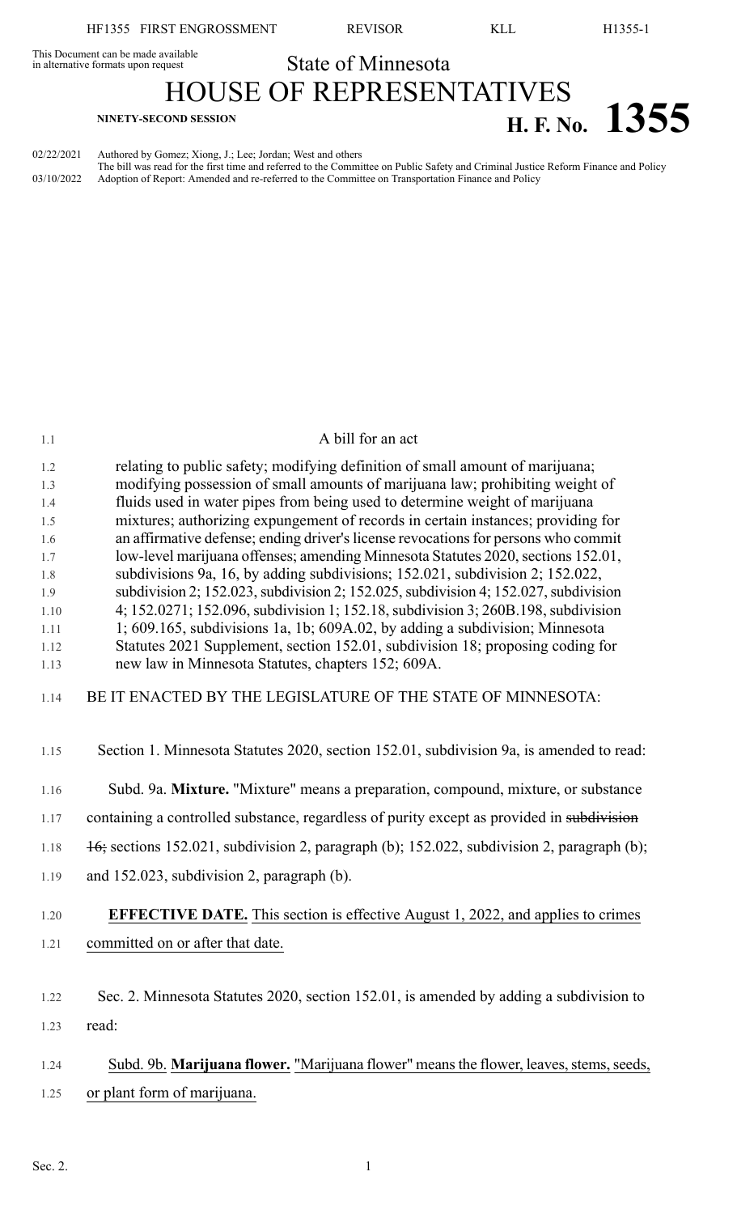This Document can be made available in alternative formats upon request

State of Minnesota

# HOUSE OF REPRESENTATIVES

**NINETY-SECOND SESSION**

# H. F. No. 1355

02/22/2021 Authored by Gomez; Xiong, J.; Lee; Jordan; West and others
The bill was read for the first time and referred to the Committee on Public Safety and Criminal Justice Reform Finance and Policy
03/10/2022 Adoption of Report: Amended and re-referred to the Committee on Transportation Finance and Policy

A bill for an act

relating to public safety; modifying definition of small amount of marijuana; modifying possession of small amounts of marijuana law; prohibiting weight of fluids used in water pipes from being used to determine weight of marijuana mixtures; authorizing expungement of records in certain instances; providing for an affirmative defense; ending driver's license revocations for persons who commit low-level marijuana offenses; amending Minnesota Statutes 2020, sections 152.01, subdivisions 9a, 16, by adding subdivisions; 152.021, subdivision 2; 152.022, subdivision 2; 152.023, subdivision 2; 152.025, subdivision 4; 152.027, subdivision 4; 152.0271; 152.096, subdivision 1; 152.18, subdivision 3; 260B.198, subdivision 1; 609.165, subdivisions 1a, 1b; 609A.02, by adding a subdivision; Minnesota Statutes 2021 Supplement, section 152.01, subdivision 18; proposing coding for new law in Minnesota Statutes, chapters 152; 609A.

BE IT ENACTED BY THE LEGISLATURE OF THE STATE OF MINNESOTA:

Section 1. Minnesota Statutes 2020, section 152.01, subdivision 9a, is amended to read:

Subd. 9a. **Mixture.** "Mixture" means a preparation, compound, mixture, or substance containing a controlled substance, regardless of purity except as provided in ~~subdivision 16;~~ sections 152.021, subdivision 2, paragraph (b); 152.022, subdivision 2, paragraph (b); and 152.023, subdivision 2, paragraph (b).

**EFFECTIVE DATE.** This section is effective August 1, 2022, and applies to crimes committed on or after that date.

Sec. 2. Minnesota Statutes 2020, section 152.01, is amended by adding a subdivision to read:

Subd. 9b. **Marijuana flower.** "Marijuana flower" means the flower, leaves, stems, seeds, or plant form of marijuana.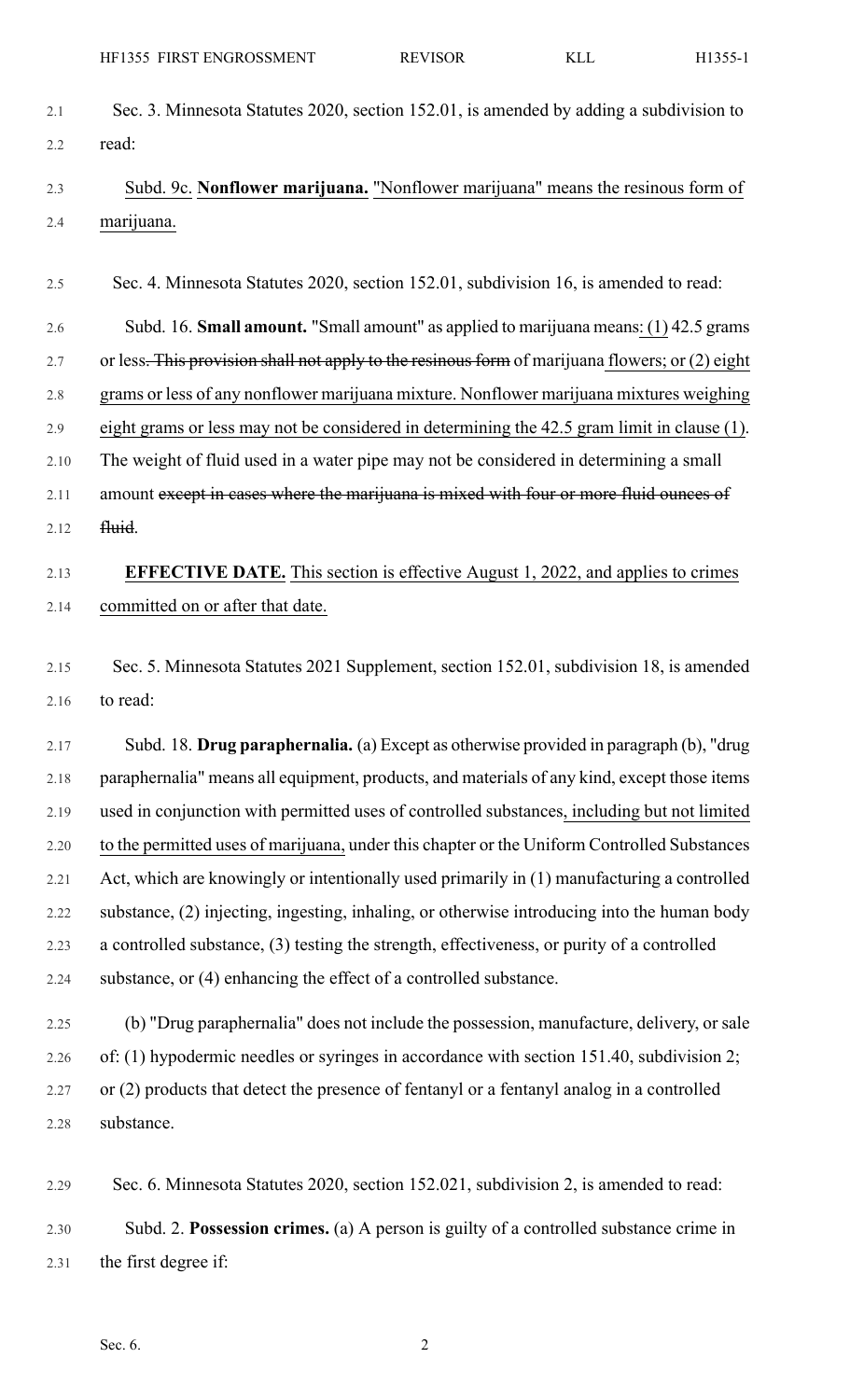Sec. 3. Minnesota Statutes 2020, section 152.01, is amended by adding a subdivision to read:

Subd. 9c. **Nonflower marijuana.** "Nonflower marijuana" means the resinous form of marijuana.

Sec. 4. Minnesota Statutes 2020, section 152.01, subdivision 16, is amended to read:

Subd. 16. **Small amount.** "Small amount" as applied to marijuana means: (1) 42.5 grams or less. ~~This provision shall not apply to the resinous form~~ of marijuana flowers; or (2) eight grams or less of any nonflower marijuana mixture. Nonflower marijuana mixtures weighing eight grams or less may not be considered in determining the 42.5 gram limit in clause (1). The weight of fluid used in a water pipe may not be considered in determining a small amount ~~except in cases where the marijuana is mixed with four or more fluid ounces of fluid~~.

**EFFECTIVE DATE.** This section is effective August 1, 2022, and applies to crimes committed on or after that date.

Sec. 5. Minnesota Statutes 2021 Supplement, section 152.01, subdivision 18, is amended to read:

Subd. 18. **Drug paraphernalia.** (a) Except as otherwise provided in paragraph (b), "drug paraphernalia" means all equipment, products, and materials of any kind, except those items used in conjunction with permitted uses of controlled substances, including but not limited to the permitted uses of marijuana, under this chapter or the Uniform Controlled Substances Act, which are knowingly or intentionally used primarily in (1) manufacturing a controlled substance, (2) injecting, ingesting, inhaling, or otherwise introducing into the human body a controlled substance, (3) testing the strength, effectiveness, or purity of a controlled substance, or (4) enhancing the effect of a controlled substance.

(b) "Drug paraphernalia" does not include the possession, manufacture, delivery, or sale of: (1) hypodermic needles or syringes in accordance with section 151.40, subdivision 2; or (2) products that detect the presence of fentanyl or a fentanyl analog in a controlled substance.

Sec. 6. Minnesota Statutes 2020, section 152.021, subdivision 2, is amended to read:

Subd. 2. **Possession crimes.** (a) A person is guilty of a controlled substance crime in the first degree if: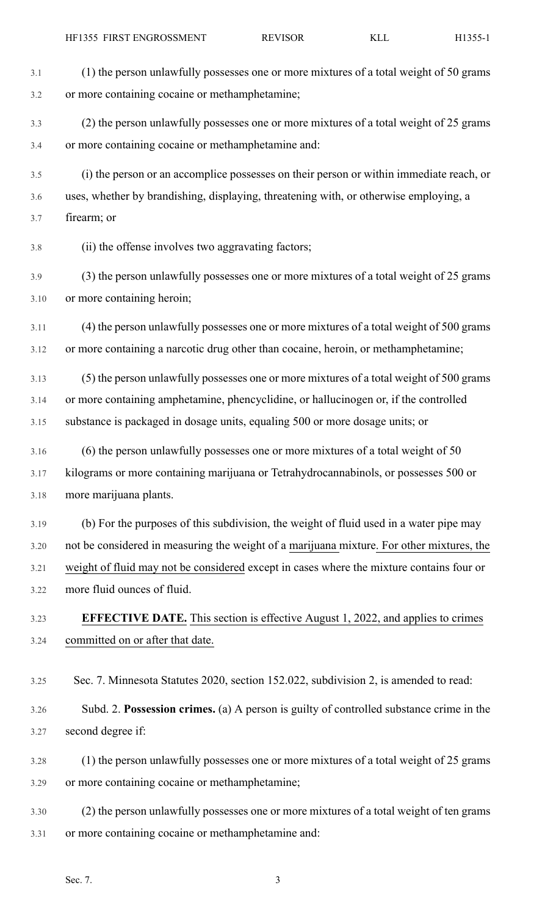(1) the person unlawfully possesses one or more mixtures of a total weight of 50 grams or more containing cocaine or methamphetamine;

(2) the person unlawfully possesses one or more mixtures of a total weight of 25 grams or more containing cocaine or methamphetamine and:

(i) the person or an accomplice possesses on their person or within immediate reach, or uses, whether by brandishing, displaying, threatening with, or otherwise employing, a firearm; or

(ii) the offense involves two aggravating factors;

(3) the person unlawfully possesses one or more mixtures of a total weight of 25 grams or more containing heroin;

(4) the person unlawfully possesses one or more mixtures of a total weight of 500 grams or more containing a narcotic drug other than cocaine, heroin, or methamphetamine;

(5) the person unlawfully possesses one or more mixtures of a total weight of 500 grams or more containing amphetamine, phencyclidine, or hallucinogen or, if the controlled substance is packaged in dosage units, equaling 500 or more dosage units; or

(6) the person unlawfully possesses one or more mixtures of a total weight of 50 kilograms or more containing marijuana or Tetrahydrocannabinols, or possesses 500 or more marijuana plants.

(b) For the purposes of this subdivision, the weight of fluid used in a water pipe may not be considered in measuring the weight of a marijuana mixture. For other mixtures, the weight of fluid may not be considered except in cases where the mixture contains four or more fluid ounces of fluid.

**EFFECTIVE DATE.** This section is effective August 1, 2022, and applies to crimes committed on or after that date.

Sec. 7. Minnesota Statutes 2020, section 152.022, subdivision 2, is amended to read:

Subd. 2. **Possession crimes.** (a) A person is guilty of controlled substance crime in the second degree if:

(1) the person unlawfully possesses one or more mixtures of a total weight of 25 grams or more containing cocaine or methamphetamine;

(2) the person unlawfully possesses one or more mixtures of a total weight of ten grams or more containing cocaine or methamphetamine and: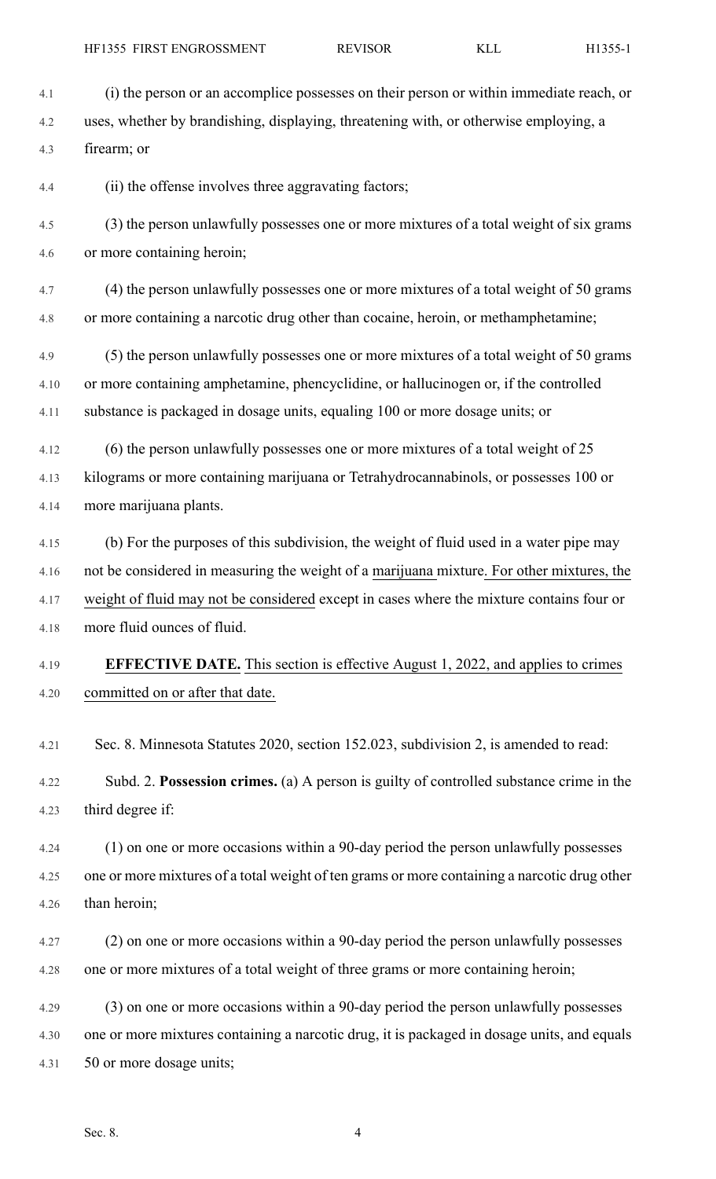(i) the person or an accomplice possesses on their person or within immediate reach, or uses, whether by brandishing, displaying, threatening with, or otherwise employing, a firearm; or

(ii) the offense involves three aggravating factors;

(3) the person unlawfully possesses one or more mixtures of a total weight of six grams or more containing heroin;

(4) the person unlawfully possesses one or more mixtures of a total weight of 50 grams or more containing a narcotic drug other than cocaine, heroin, or methamphetamine;

(5) the person unlawfully possesses one or more mixtures of a total weight of 50 grams or more containing amphetamine, phencyclidine, or hallucinogen or, if the controlled substance is packaged in dosage units, equaling 100 or more dosage units; or

(6) the person unlawfully possesses one or more mixtures of a total weight of 25 kilograms or more containing marijuana or Tetrahydrocannabinols, or possesses 100 or more marijuana plants.

(b) For the purposes of this subdivision, the weight of fluid used in a water pipe may not be considered in measuring the weight of a marijuana mixture. For other mixtures, the weight of fluid may not be considered except in cases where the mixture contains four or more fluid ounces of fluid.

**EFFECTIVE DATE.** This section is effective August 1, 2022, and applies to crimes committed on or after that date.

Sec. 8. Minnesota Statutes 2020, section 152.023, subdivision 2, is amended to read:

Subd. 2. **Possession crimes.** (a) A person is guilty of controlled substance crime in the third degree if:

(1) on one or more occasions within a 90-day period the person unlawfully possesses one or more mixtures of a total weight of ten grams or more containing a narcotic drug other than heroin;

(2) on one or more occasions within a 90-day period the person unlawfully possesses one or more mixtures of a total weight of three grams or more containing heroin;

(3) on one or more occasions within a 90-day period the person unlawfully possesses one or more mixtures containing a narcotic drug, it is packaged in dosage units, and equals 50 or more dosage units;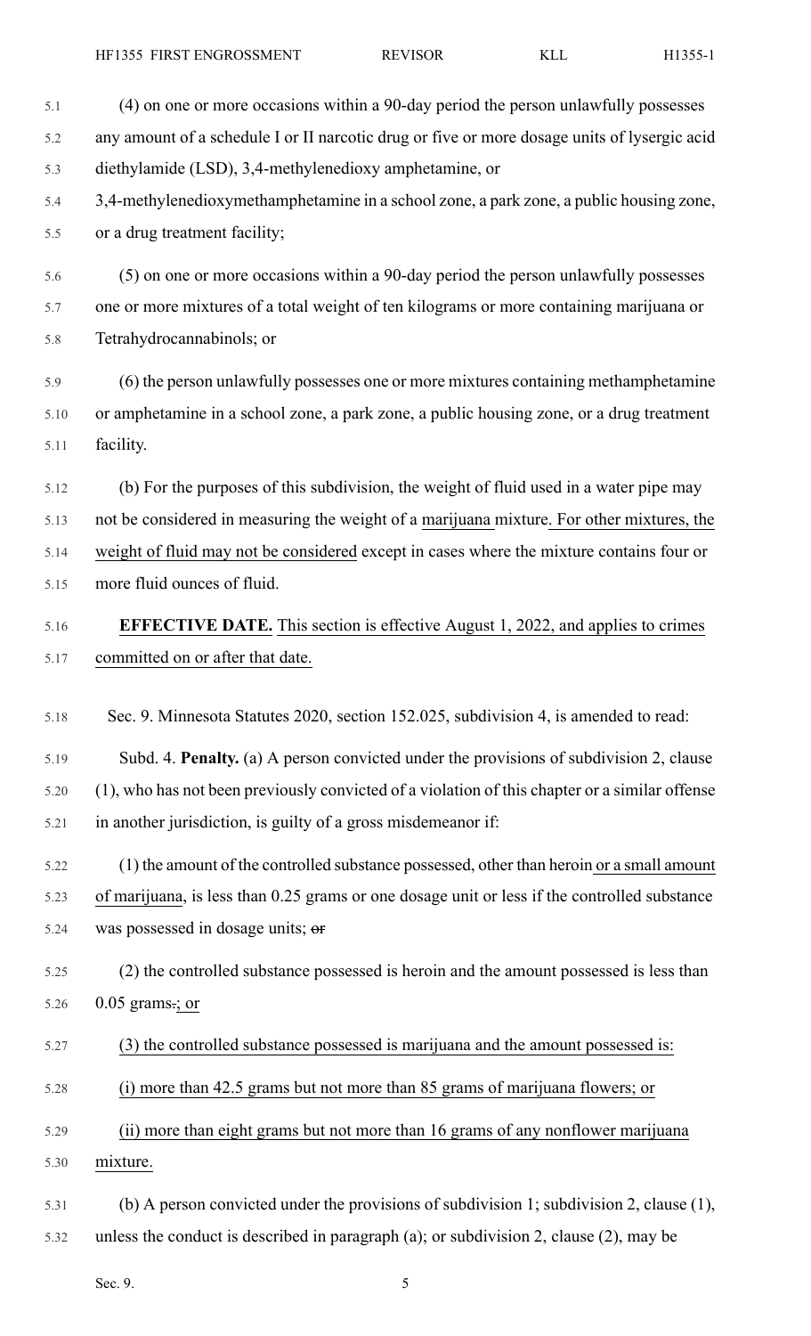(4) on one or more occasions within a 90-day period the person unlawfully possesses any amount of a schedule I or II narcotic drug or five or more dosage units of lysergic acid diethylamide (LSD), 3,4-methylenedioxy amphetamine, or 3,4-methylenedioxymethamphetamine in a school zone, a park zone, a public housing zone, or a drug treatment facility;

(5) on one or more occasions within a 90-day period the person unlawfully possesses one or more mixtures of a total weight of ten kilograms or more containing marijuana or Tetrahydrocannabinols; or

(6) the person unlawfully possesses one or more mixtures containing methamphetamine or amphetamine in a school zone, a park zone, a public housing zone, or a drug treatment facility.

(b) For the purposes of this subdivision, the weight of fluid used in a water pipe may not be considered in measuring the weight of a marijuana mixture. For other mixtures, the weight of fluid may not be considered except in cases where the mixture contains four or more fluid ounces of fluid.

**EFFECTIVE DATE.** This section is effective August 1, 2022, and applies to crimes committed on or after that date.

Sec. 9. Minnesota Statutes 2020, section 152.025, subdivision 4, is amended to read:

Subd. 4. **Penalty.** (a) A person convicted under the provisions of subdivision 2, clause (1), who has not been previously convicted of a violation of this chapter or a similar offense in another jurisdiction, is guilty of a gross misdemeanor if:

(1) the amount of the controlled substance possessed, other than heroin or a small amount of marijuana, is less than 0.25 grams or one dosage unit or less if the controlled substance was possessed in dosage units; ~~or~~

(2) the controlled substance possessed is heroin and the amount possessed is less than 0.05 grams~~.~~; or

(3) the controlled substance possessed is marijuana and the amount possessed is:

(i) more than 42.5 grams but not more than 85 grams of marijuana flowers; or

(ii) more than eight grams but not more than 16 grams of any nonflower marijuana mixture.

(b) A person convicted under the provisions of subdivision 1; subdivision 2, clause (1), unless the conduct is described in paragraph (a); or subdivision 2, clause (2), may be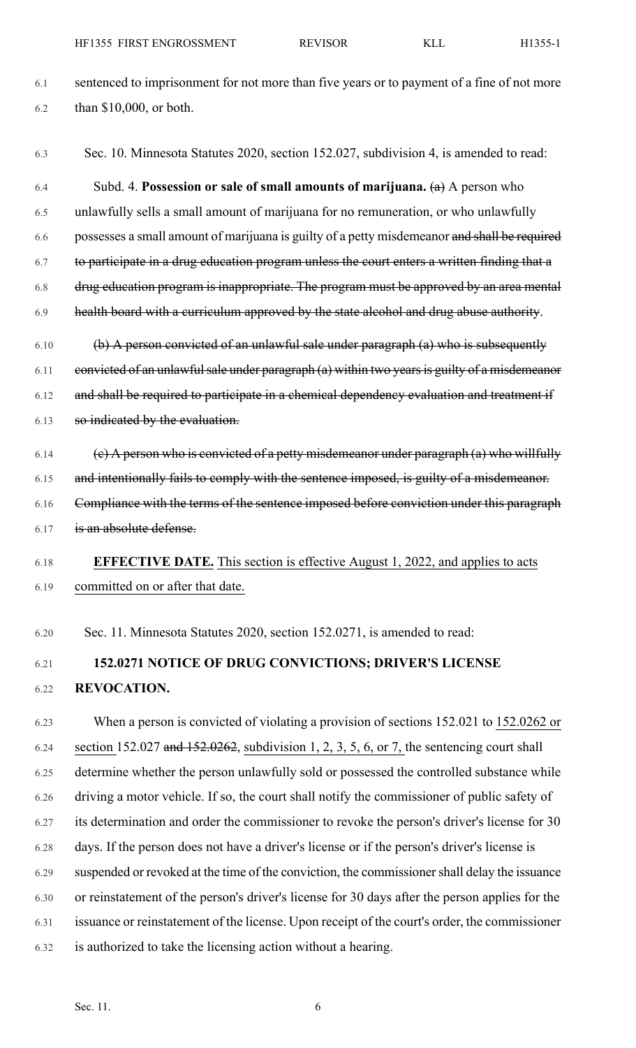sentenced to imprisonment for not more than five years or to payment of a fine of not more than $10,000, or both.

Sec. 10. Minnesota Statutes 2020, section 152.027, subdivision 4, is amended to read:

Subd. 4. **Possession or sale of small amounts of marijuana.** ~~(a)~~ A person who unlawfully sells a small amount of marijuana for no remuneration, or who unlawfully possesses a small amount of marijuana is guilty of a petty misdemeanor ~~and shall be required to participate in a drug education program unless the court enters a written finding that a drug education program is inappropriate. The program must be approved by an area mental health board with a curriculum approved by the state alcohol and drug abuse authority~~.

~~(b) A person convicted of an unlawful sale under paragraph (a) who is subsequently convicted of an unlawful sale under paragraph (a) within two years is guilty of a misdemeanor and shall be required to participate in a chemical dependency evaluation and treatment if so indicated by the evaluation.~~

~~(c) A person who is convicted of a petty misdemeanor under paragraph (a) who willfully and intentionally fails to comply with the sentence imposed, is guilty of a misdemeanor. Compliance with the terms of the sentence imposed before conviction under this paragraph is an absolute defense.~~

**EFFECTIVE DATE.** This section is effective August 1, 2022, and applies to acts committed on or after that date.

Sec. 11. Minnesota Statutes 2020, section 152.0271, is amended to read:

**152.0271 NOTICE OF DRUG CONVICTIONS; DRIVER'S LICENSE REVOCATION.**

When a person is convicted of violating a provision of sections 152.021 to 152.0262 or section 152.027 ~~and 152.0262~~, subdivision 1, 2, 3, 5, 6, or 7, the sentencing court shall determine whether the person unlawfully sold or possessed the controlled substance while driving a motor vehicle. If so, the court shall notify the commissioner of public safety of its determination and order the commissioner to revoke the person's driver's license for 30 days. If the person does not have a driver's license or if the person's driver's license is suspended or revoked at the time of the conviction, the commissioner shall delay the issuance or reinstatement of the person's driver's license for 30 days after the person applies for the issuance or reinstatement of the license. Upon receipt of the court's order, the commissioner is authorized to take the licensing action without a hearing.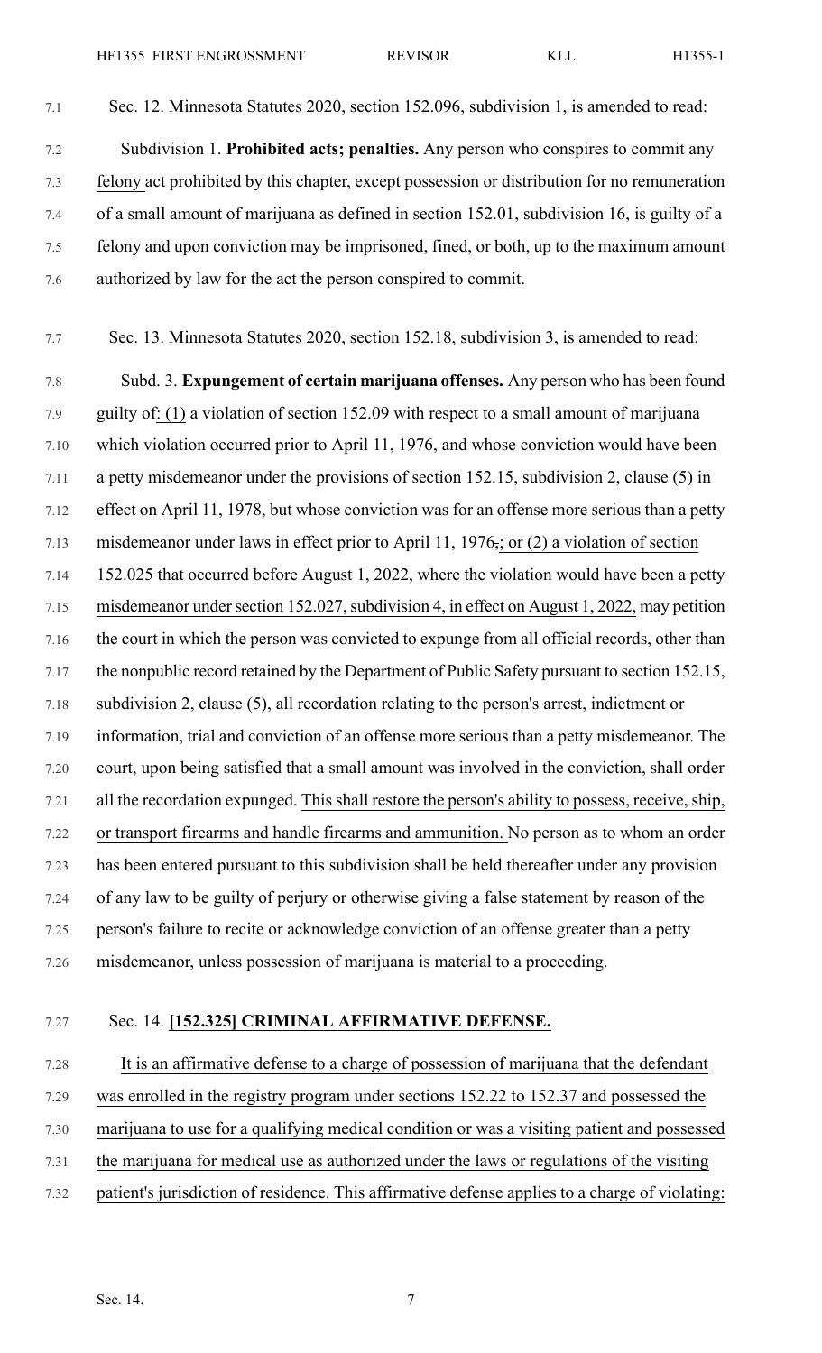Sec. 12. Minnesota Statutes 2020, section 152.096, subdivision 1, is amended to read:

Subdivision 1. **Prohibited acts; penalties.** Any person who conspires to commit any felony act prohibited by this chapter, except possession or distribution for no remuneration of a small amount of marijuana as defined in section 152.01, subdivision 16, is guilty of a felony and upon conviction may be imprisoned, fined, or both, up to the maximum amount authorized by law for the act the person conspired to commit.

Sec. 13. Minnesota Statutes 2020, section 152.18, subdivision 3, is amended to read:

Subd. 3. **Expungement of certain marijuana offenses.** Any person who has been found guilty of: (1) a violation of section 152.09 with respect to a small amount of marijuana which violation occurred prior to April 11, 1976, and whose conviction would have been a petty misdemeanor under the provisions of section 152.15, subdivision 2, clause (5) in effect on April 11, 1978, but whose conviction was for an offense more serious than a petty misdemeanor under laws in effect prior to April 11, 1976,; or (2) a violation of section 152.025 that occurred before August 1, 2022, where the violation would have been a petty misdemeanor under section 152.027, subdivision 4, in effect on August 1, 2022, may petition the court in which the person was convicted to expunge from all official records, other than the nonpublic record retained by the Department of Public Safety pursuant to section 152.15, subdivision 2, clause (5), all recordation relating to the person's arrest, indictment or information, trial and conviction of an offense more serious than a petty misdemeanor. The court, upon being satisfied that a small amount was involved in the conviction, shall order all the recordation expunged. This shall restore the person's ability to possess, receive, ship, or transport firearms and handle firearms and ammunition. No person as to whom an order has been entered pursuant to this subdivision shall be held thereafter under any provision of any law to be guilty of perjury or otherwise giving a false statement by reason of the person's failure to recite or acknowledge conviction of an offense greater than a petty misdemeanor, unless possession of marijuana is material to a proceeding.

Sec. 14. **[152.325] CRIMINAL AFFIRMATIVE DEFENSE.**

It is an affirmative defense to a charge of possession of marijuana that the defendant was enrolled in the registry program under sections 152.22 to 152.37 and possessed the marijuana to use for a qualifying medical condition or was a visiting patient and possessed the marijuana for medical use as authorized under the laws or regulations of the visiting patient's jurisdiction of residence. This affirmative defense applies to a charge of violating: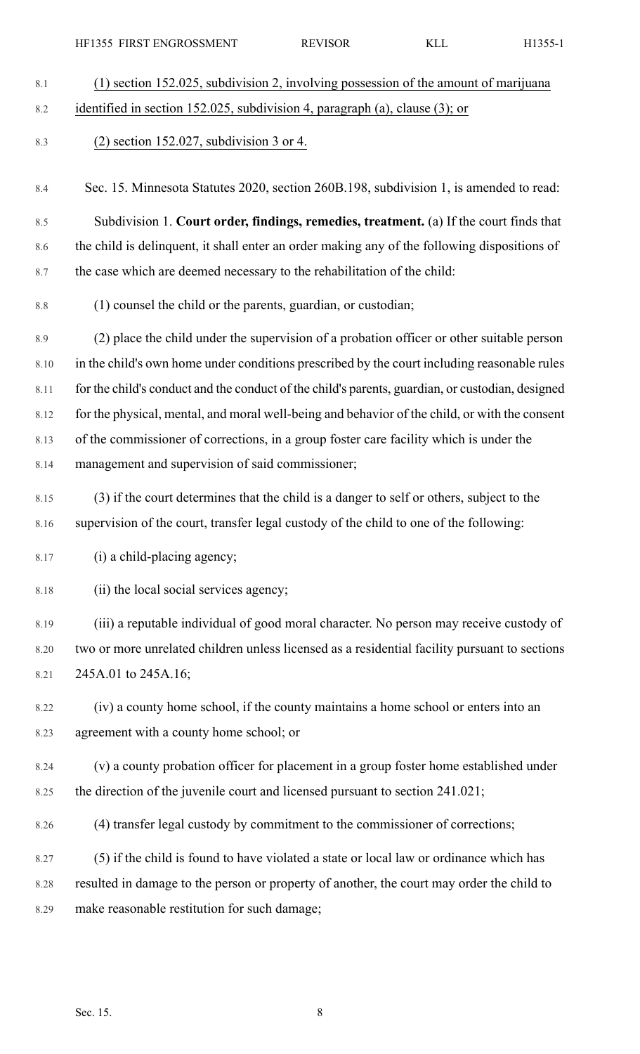(1) section 152.025, subdivision 2, involving possession of the amount of marijuana identified in section 152.025, subdivision 4, paragraph (a), clause (3); or

(2) section 152.027, subdivision 3 or 4.

Sec. 15. Minnesota Statutes 2020, section 260B.198, subdivision 1, is amended to read:

Subdivision 1. **Court order, findings, remedies, treatment.** (a) If the court finds that the child is delinquent, it shall enter an order making any of the following dispositions of the case which are deemed necessary to the rehabilitation of the child:

(1) counsel the child or the parents, guardian, or custodian;

(2) place the child under the supervision of a probation officer or other suitable person in the child's own home under conditions prescribed by the court including reasonable rules for the child's conduct and the conduct of the child's parents, guardian, or custodian, designed for the physical, mental, and moral well-being and behavior of the child, or with the consent of the commissioner of corrections, in a group foster care facility which is under the management and supervision of said commissioner;

(3) if the court determines that the child is a danger to self or others, subject to the supervision of the court, transfer legal custody of the child to one of the following:

(i) a child-placing agency;

(ii) the local social services agency;

(iii) a reputable individual of good moral character. No person may receive custody of two or more unrelated children unless licensed as a residential facility pursuant to sections 245A.01 to 245A.16;

(iv) a county home school, if the county maintains a home school or enters into an agreement with a county home school; or

(v) a county probation officer for placement in a group foster home established under the direction of the juvenile court and licensed pursuant to section 241.021;

(4) transfer legal custody by commitment to the commissioner of corrections;

(5) if the child is found to have violated a state or local law or ordinance which has resulted in damage to the person or property of another, the court may order the child to make reasonable restitution for such damage;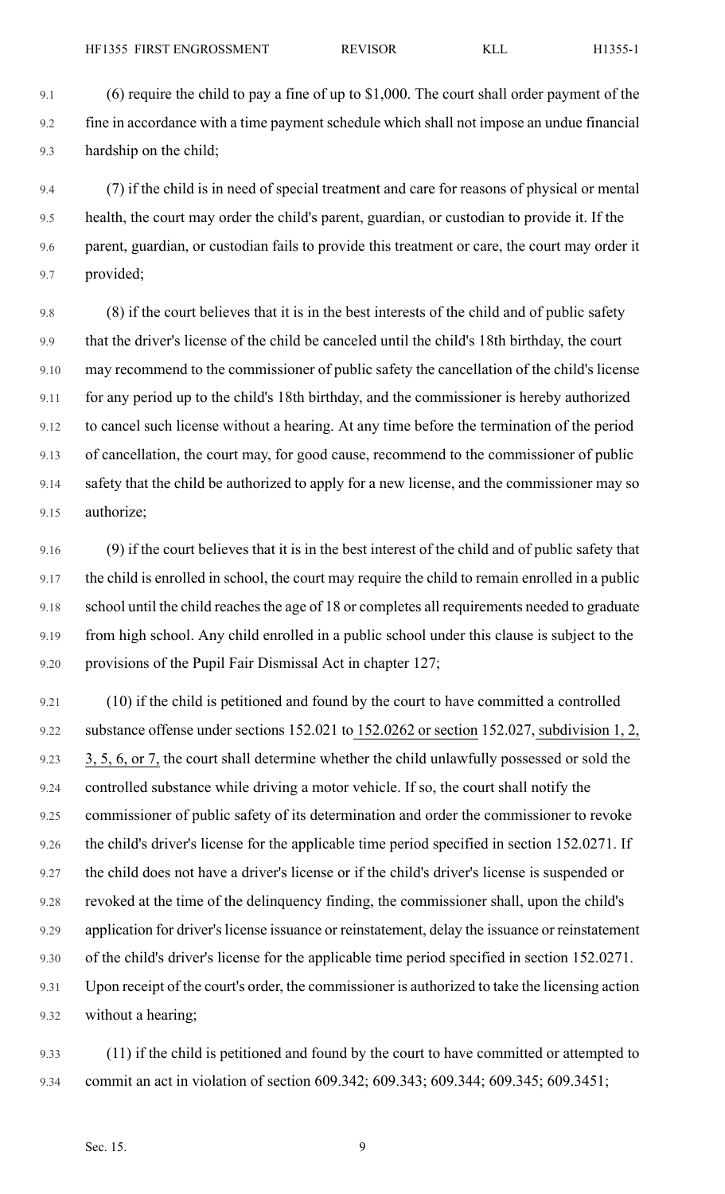(6) require the child to pay a fine of up to $1,000. The court shall order payment of the fine in accordance with a time payment schedule which shall not impose an undue financial hardship on the child;

(7) if the child is in need of special treatment and care for reasons of physical or mental health, the court may order the child's parent, guardian, or custodian to provide it. If the parent, guardian, or custodian fails to provide this treatment or care, the court may order it provided;

(8) if the court believes that it is in the best interests of the child and of public safety that the driver's license of the child be canceled until the child's 18th birthday, the court may recommend to the commissioner of public safety the cancellation of the child's license for any period up to the child's 18th birthday, and the commissioner is hereby authorized to cancel such license without a hearing. At any time before the termination of the period of cancellation, the court may, for good cause, recommend to the commissioner of public safety that the child be authorized to apply for a new license, and the commissioner may so authorize;

(9) if the court believes that it is in the best interest of the child and of public safety that the child is enrolled in school, the court may require the child to remain enrolled in a public school until the child reaches the age of 18 or completes all requirements needed to graduate from high school. Any child enrolled in a public school under this clause is subject to the provisions of the Pupil Fair Dismissal Act in chapter 127;

(10) if the child is petitioned and found by the court to have committed a controlled substance offense under sections 152.021 to 152.0262 or section 152.027, subdivision 1, 2, 3, 5, 6, or 7, the court shall determine whether the child unlawfully possessed or sold the controlled substance while driving a motor vehicle. If so, the court shall notify the commissioner of public safety of its determination and order the commissioner to revoke the child's driver's license for the applicable time period specified in section 152.0271. If the child does not have a driver's license or if the child's driver's license is suspended or revoked at the time of the delinquency finding, the commissioner shall, upon the child's application for driver's license issuance or reinstatement, delay the issuance or reinstatement of the child's driver's license for the applicable time period specified in section 152.0271. Upon receipt of the court's order, the commissioner is authorized to take the licensing action without a hearing;

(11) if the child is petitioned and found by the court to have committed or attempted to commit an act in violation of section 609.342; 609.343; 609.344; 609.345; 609.3451;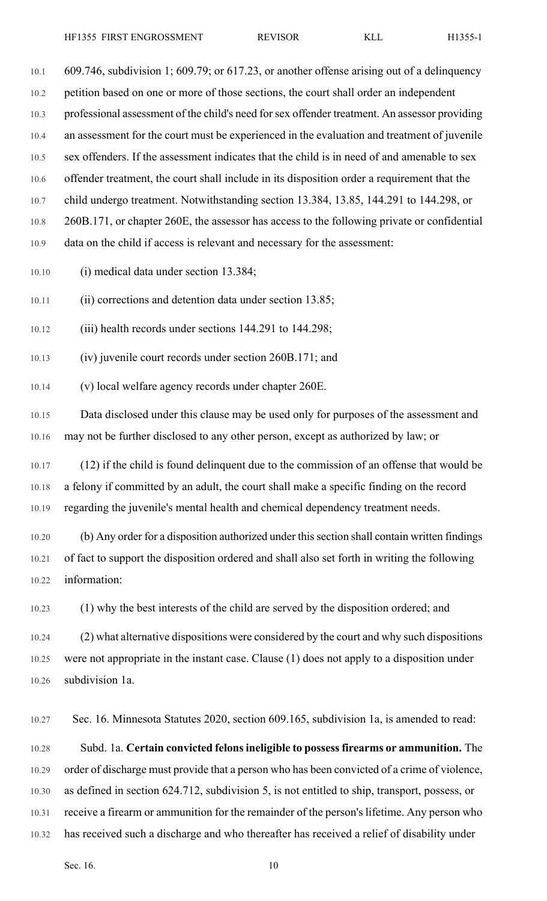609.746, subdivision 1; 609.79; or 617.23, or another offense arising out of a delinquency petition based on one or more of those sections, the court shall order an independent professional assessment of the child's need for sex offender treatment. An assessor providing an assessment for the court must be experienced in the evaluation and treatment of juvenile sex offenders. If the assessment indicates that the child is in need of and amenable to sex offender treatment, the court shall include in its disposition order a requirement that the child undergo treatment. Notwithstanding section 13.384, 13.85, 144.291 to 144.298, or 260B.171, or chapter 260E, the assessor has access to the following private or confidential data on the child if access is relevant and necessary for the assessment:

(i) medical data under section 13.384;

(ii) corrections and detention data under section 13.85;

(iii) health records under sections 144.291 to 144.298;

(iv) juvenile court records under section 260B.171; and

(v) local welfare agency records under chapter 260E.

Data disclosed under this clause may be used only for purposes of the assessment and may not be further disclosed to any other person, except as authorized by law; or

(12) if the child is found delinquent due to the commission of an offense that would be a felony if committed by an adult, the court shall make a specific finding on the record regarding the juvenile's mental health and chemical dependency treatment needs.

(b) Any order for a disposition authorized under this section shall contain written findings of fact to support the disposition ordered and shall also set forth in writing the following information:

(1) why the best interests of the child are served by the disposition ordered; and

(2) what alternative dispositions were considered by the court and why such dispositions were not appropriate in the instant case. Clause (1) does not apply to a disposition under subdivision 1a.

Sec. 16. Minnesota Statutes 2020, section 609.165, subdivision 1a, is amended to read:

Subd. 1a. **Certain convicted felons ineligible to possess firearms or ammunition.** The order of discharge must provide that a person who has been convicted of a crime of violence, as defined in section 624.712, subdivision 5, is not entitled to ship, transport, possess, or receive a firearm or ammunition for the remainder of the person's lifetime. Any person who has received such a discharge and who thereafter has received a relief of disability under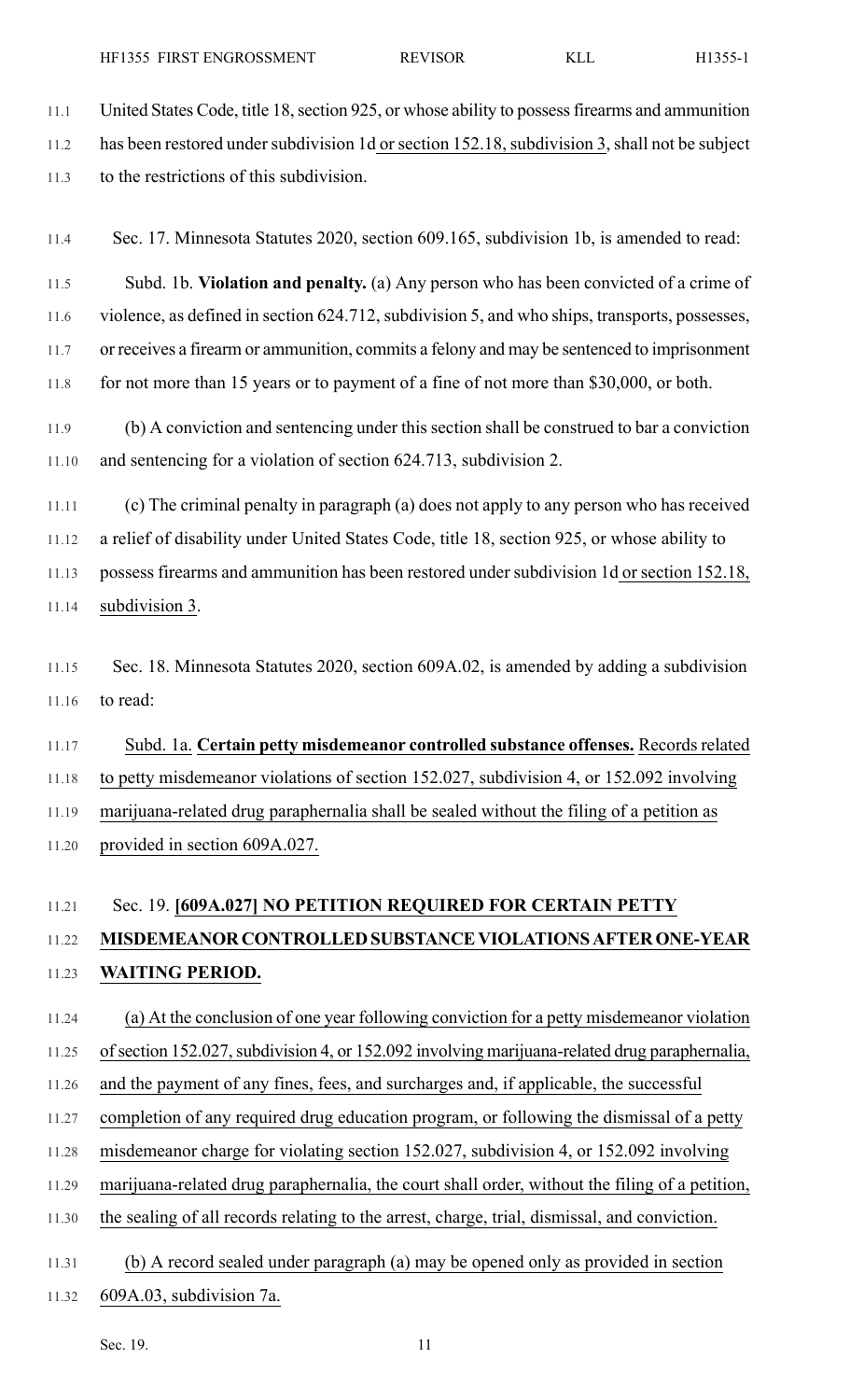United States Code, title 18, section 925, or whose ability to possess firearms and ammunition has been restored under subdivision 1d or section 152.18, subdivision 3, shall not be subject to the restrictions of this subdivision.

Sec. 17. Minnesota Statutes 2020, section 609.165, subdivision 1b, is amended to read:

Subd. 1b. **Violation and penalty.** (a) Any person who has been convicted of a crime of violence, as defined in section 624.712, subdivision 5, and who ships, transports, possesses, or receives a firearm or ammunition, commits a felony and may be sentenced to imprisonment for not more than 15 years or to payment of a fine of not more than $30,000, or both.

(b) A conviction and sentencing under this section shall be construed to bar a conviction and sentencing for a violation of section 624.713, subdivision 2.

(c) The criminal penalty in paragraph (a) does not apply to any person who has received a relief of disability under United States Code, title 18, section 925, or whose ability to possess firearms and ammunition has been restored under subdivision 1d or section 152.18, subdivision 3.

Sec. 18. Minnesota Statutes 2020, section 609A.02, is amended by adding a subdivision to read:

Subd. 1a. **Certain petty misdemeanor controlled substance offenses.** Records related to petty misdemeanor violations of section 152.027, subdivision 4, or 152.092 involving marijuana-related drug paraphernalia shall be sealed without the filing of a petition as provided in section 609A.027.

Sec. 19. **[609A.027] NO PETITION REQUIRED FOR CERTAIN PETTY MISDEMEANOR CONTROLLED SUBSTANCE VIOLATIONS AFTER ONE-YEAR WAITING PERIOD.**

(a) At the conclusion of one year following conviction for a petty misdemeanor violation of section 152.027, subdivision 4, or 152.092 involving marijuana-related drug paraphernalia, and the payment of any fines, fees, and surcharges and, if applicable, the successful completion of any required drug education program, or following the dismissal of a petty misdemeanor charge for violating section 152.027, subdivision 4, or 152.092 involving marijuana-related drug paraphernalia, the court shall order, without the filing of a petition, the sealing of all records relating to the arrest, charge, trial, dismissal, and conviction.

(b) A record sealed under paragraph (a) may be opened only as provided in section 609A.03, subdivision 7a.